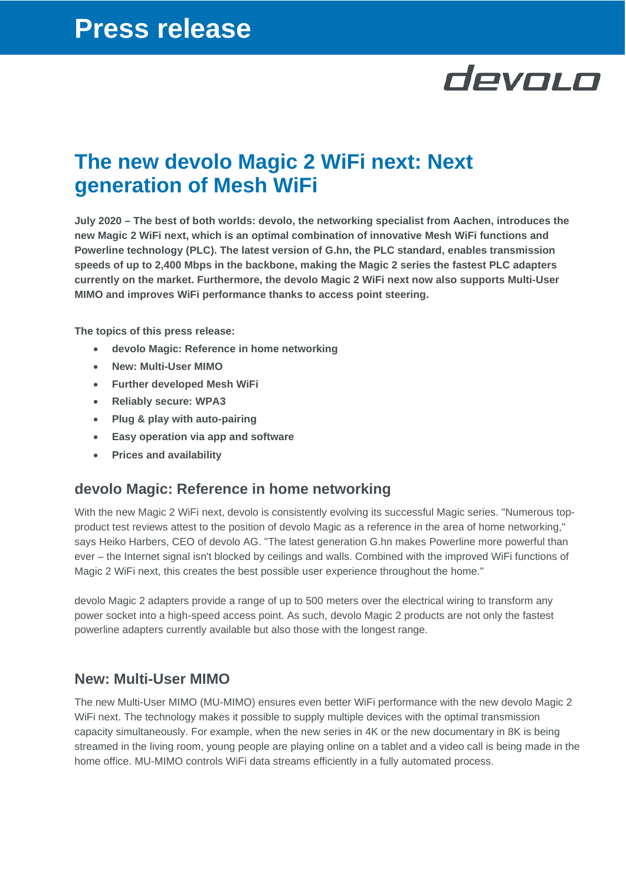# Press release

devolo

## The new devolo Magic 2 WiFi next: Next generation of Mesh WiFi

**July 2020 – The best of both worlds: devolo, the networking specialist from Aachen, introduces the new Magic 2 WiFi next, which is an optimal combination of innovative Mesh WiFi functions and Powerline technology (PLC). The latest version of G.hn, the PLC standard, enables transmission speeds of up to 2,400 Mbps in the backbone, making the Magic 2 series the fastest PLC adapters currently on the market. Furthermore, the devolo Magic 2 WiFi next now also supports Multi-User MIMO and improves WiFi performance thanks to access point steering.**

**The topics of this press release:**

- **devolo Magic: Reference in home networking**
- **New: Multi-User MIMO**
- **Further developed Mesh WiFi**
- **Reliably secure: WPA3**
- **Plug & play with auto-pairing**
- **Easy operation via app and software**
- **Prices and availability**

### devolo Magic: Reference in home networking

With the new Magic 2 WiFi next, devolo is consistently evolving its successful Magic series. "Numerous top-product test reviews attest to the position of devolo Magic as a reference in the area of home networking," says Heiko Harbers, CEO of devolo AG. "The latest generation G.hn makes Powerline more powerful than ever – the Internet signal isn't blocked by ceilings and walls. Combined with the improved WiFi functions of Magic 2 WiFi next, this creates the best possible user experience throughout the home."

devolo Magic 2 adapters provide a range of up to 500 meters over the electrical wiring to transform any power socket into a high-speed access point. As such, devolo Magic 2 products are not only the fastest powerline adapters currently available but also those with the longest range.

### New: Multi-User MIMO

The new Multi-User MIMO (MU-MIMO) ensures even better WiFi performance with the new devolo Magic 2 WiFi next. The technology makes it possible to supply multiple devices with the optimal transmission capacity simultaneously. For example, when the new series in 4K or the new documentary in 8K is being streamed in the living room, young people are playing online on a tablet and a video call is being made in the home office. MU-MIMO controls WiFi data streams efficiently in a fully automated process.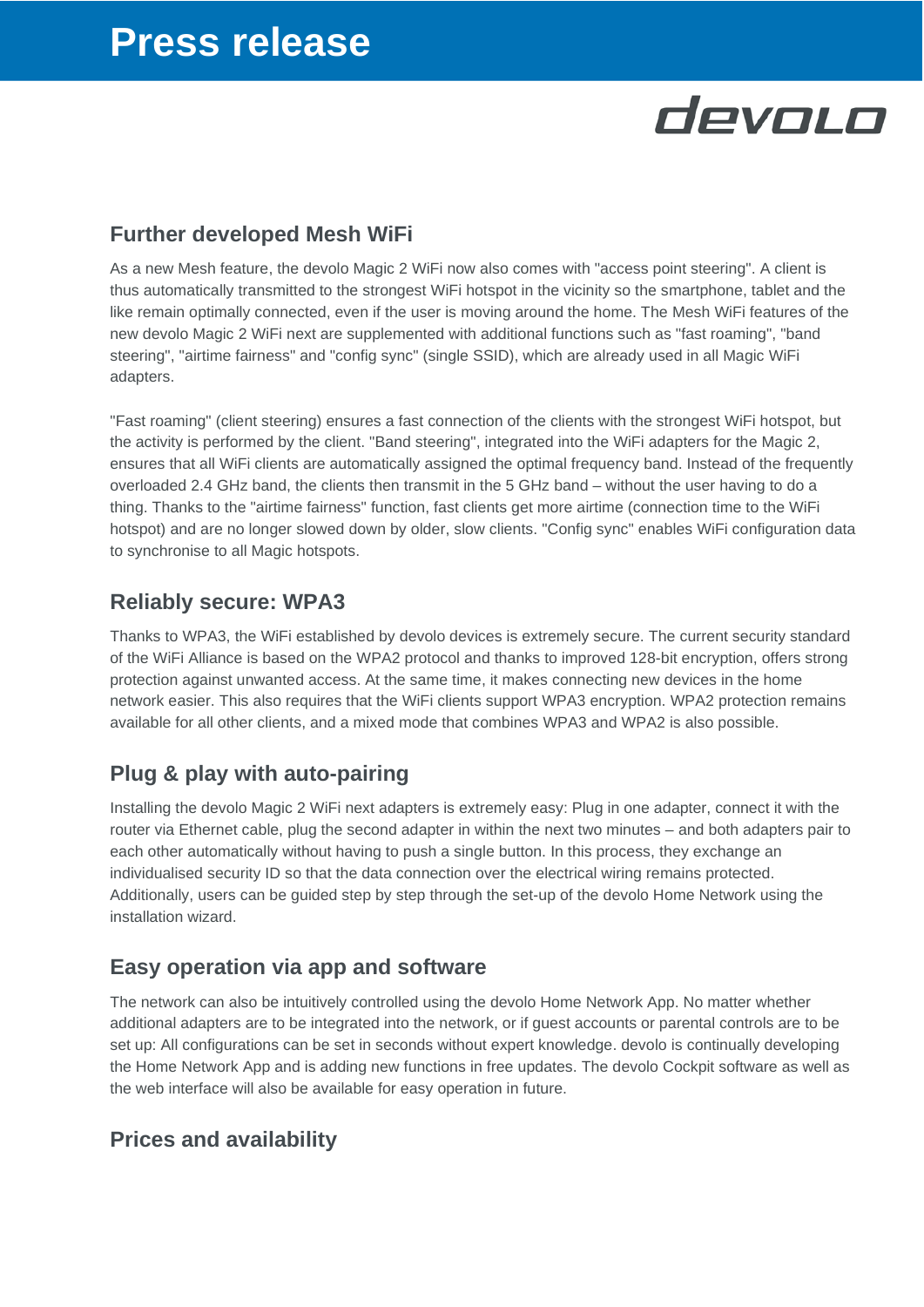## Further developed Mesh WiFi

As a new Mesh feature, the devolo Magic 2 WiFi now also comes with "access point steering". A client is thus automatically transmitted to the strongest WiFi hotspot in the vicinity so the smartphone, tablet and the like remain optimally connected, even if the user is moving around the home. The Mesh WiFi features of the new devolo Magic 2 WiFi next are supplemented with additional functions such as "fast roaming", "band steering", "airtime fairness" and "config sync" (single SSID), which are already used in all Magic WiFi adapters.

"Fast roaming" (client steering) ensures a fast connection of the clients with the strongest WiFi hotspot, but the activity is performed by the client. "Band steering", integrated into the WiFi adapters for the Magic 2, ensures that all WiFi clients are automatically assigned the optimal frequency band. Instead of the frequently overloaded 2.4 GHz band, the clients then transmit in the 5 GHz band – without the user having to do a thing. Thanks to the "airtime fairness" function, fast clients get more airtime (connection time to the WiFi hotspot) and are no longer slowed down by older, slow clients. "Config sync" enables WiFi configuration data to synchronise to all Magic hotspots.

## Reliably secure: WPA3

Thanks to WPA3, the WiFi established by devolo devices is extremely secure. The current security standard of the WiFi Alliance is based on the WPA2 protocol and thanks to improved 128-bit encryption, offers strong protection against unwanted access. At the same time, it makes connecting new devices in the home network easier. This also requires that the WiFi clients support WPA3 encryption. WPA2 protection remains available for all other clients, and a mixed mode that combines WPA3 and WPA2 is also possible.

## Plug & play with auto-pairing

Installing the devolo Magic 2 WiFi next adapters is extremely easy: Plug in one adapter, connect it with the router via Ethernet cable, plug the second adapter in within the next two minutes – and both adapters pair to each other automatically without having to push a single button. In this process, they exchange an individualised security ID so that the data connection over the electrical wiring remains protected. Additionally, users can be guided step by step through the set-up of the devolo Home Network using the installation wizard.

## Easy operation via app and software

The network can also be intuitively controlled using the devolo Home Network App. No matter whether additional adapters are to be integrated into the network, or if guest accounts or parental controls are to be set up: All configurations can be set in seconds without expert knowledge. devolo is continually developing the Home Network App and is adding new functions in free updates. The devolo Cockpit software as well as the web interface will also be available for easy operation in future.

## Prices and availability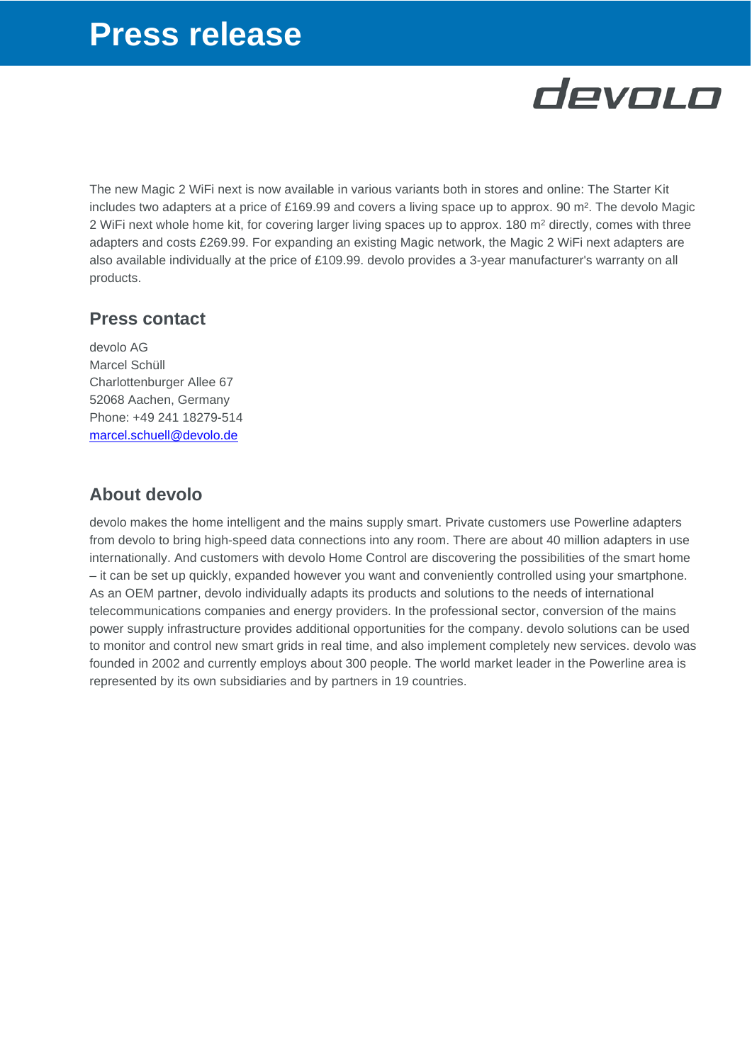The new Magic 2 WiFi next is now available in various variants both in stores and online: The Starter Kit includes two adapters at a price of £169.99 and covers a living space up to approx. 90 m². The devolo Magic 2 WiFi next whole home kit, for covering larger living spaces up to approx. 180 m² directly, comes with three adapters and costs £269.99. For expanding an existing Magic network, the Magic 2 WiFi next adapters are also available individually at the price of £109.99. devolo provides a 3-year manufacturer's warranty on all products.

## Press contact

devolo AG
Marcel Schüll
Charlottenburger Allee 67
52068 Aachen, Germany
Phone: +49 241 18279-514
marcel.schuell@devolo.de

## About devolo

devolo makes the home intelligent and the mains supply smart. Private customers use Powerline adapters from devolo to bring high-speed data connections into any room. There are about 40 million adapters in use internationally. And customers with devolo Home Control are discovering the possibilities of the smart home – it can be set up quickly, expanded however you want and conveniently controlled using your smartphone. As an OEM partner, devolo individually adapts its products and solutions to the needs of international telecommunications companies and energy providers. In the professional sector, conversion of the mains power supply infrastructure provides additional opportunities for the company. devolo solutions can be used to monitor and control new smart grids in real time, and also implement completely new services. devolo was founded in 2002 and currently employs about 300 people. The world market leader in the Powerline area is represented by its own subsidiaries and by partners in 19 countries.